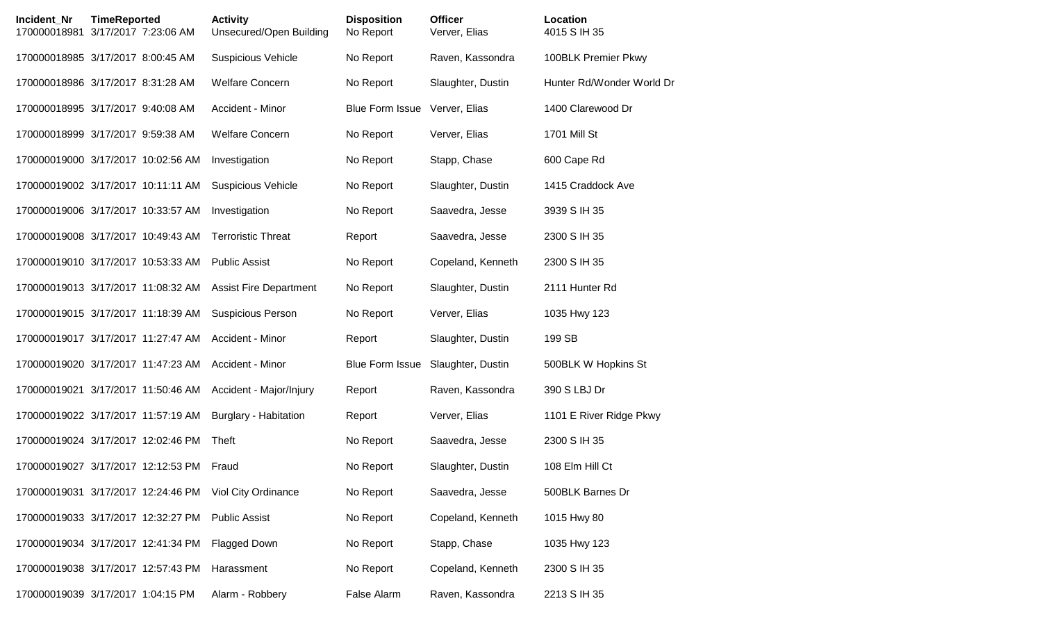| Incident_Nr | TimeReported | Activity | Disposition | Officer | Location |
| --- | --- | --- | --- | --- | --- |
| 170000018981 | 3/17/2017 7:23:06 AM | Unsecured/Open Building | No Report | Verver, Elias | 4015 S IH 35 |
| 170000018985 | 3/17/2017 8:00:45 AM | Suspicious Vehicle | No Report | Raven, Kassondra | 100BLK Premier Pkwy |
| 170000018986 | 3/17/2017 8:31:28 AM | Welfare Concern | No Report | Slaughter, Dustin | Hunter Rd/Wonder World Dr |
| 170000018995 | 3/17/2017 9:40:08 AM | Accident - Minor | Blue Form Issue | Verver, Elias | 1400 Clarewood Dr |
| 170000018999 | 3/17/2017 9:59:38 AM | Welfare Concern | No Report | Verver, Elias | 1701 Mill St |
| 170000019000 | 3/17/2017 10:02:56 AM | Investigation | No Report | Stapp, Chase | 600 Cape Rd |
| 170000019002 | 3/17/2017 10:11:11 AM | Suspicious Vehicle | No Report | Slaughter, Dustin | 1415 Craddock Ave |
| 170000019006 | 3/17/2017 10:33:57 AM | Investigation | No Report | Saavedra, Jesse | 3939 S IH 35 |
| 170000019008 | 3/17/2017 10:49:43 AM | Terroristic Threat | Report | Saavedra, Jesse | 2300 S IH 35 |
| 170000019010 | 3/17/2017 10:53:33 AM | Public Assist | No Report | Copeland, Kenneth | 2300 S IH 35 |
| 170000019013 | 3/17/2017 11:08:32 AM | Assist Fire Department | No Report | Slaughter, Dustin | 2111 Hunter Rd |
| 170000019015 | 3/17/2017 11:18:39 AM | Suspicious Person | No Report | Verver, Elias | 1035 Hwy 123 |
| 170000019017 | 3/17/2017 11:27:47 AM | Accident - Minor | Report | Slaughter, Dustin | 199 SB |
| 170000019020 | 3/17/2017 11:47:23 AM | Accident - Minor | Blue Form Issue | Slaughter, Dustin | 500BLK W Hopkins St |
| 170000019021 | 3/17/2017 11:50:46 AM | Accident - Major/Injury | Report | Raven, Kassondra | 390 S LBJ Dr |
| 170000019022 | 3/17/2017 11:57:19 AM | Burglary - Habitation | Report | Verver, Elias | 1101 E River Ridge Pkwy |
| 170000019024 | 3/17/2017 12:02:46 PM | Theft | No Report | Saavedra, Jesse | 2300 S IH 35 |
| 170000019027 | 3/17/2017 12:12:53 PM | Fraud | No Report | Slaughter, Dustin | 108 Elm Hill Ct |
| 170000019031 | 3/17/2017 12:24:46 PM | Viol City Ordinance | No Report | Saavedra, Jesse | 500BLK Barnes Dr |
| 170000019033 | 3/17/2017 12:32:27 PM | Public Assist | No Report | Copeland, Kenneth | 1015 Hwy 80 |
| 170000019034 | 3/17/2017 12:41:34 PM | Flagged Down | No Report | Stapp, Chase | 1035 Hwy 123 |
| 170000019038 | 3/17/2017 12:57:43 PM | Harassment | No Report | Copeland, Kenneth | 2300 S IH 35 |
| 170000019039 | 3/17/2017 1:04:15 PM | Alarm - Robbery | False Alarm | Raven, Kassondra | 2213 S IH 35 |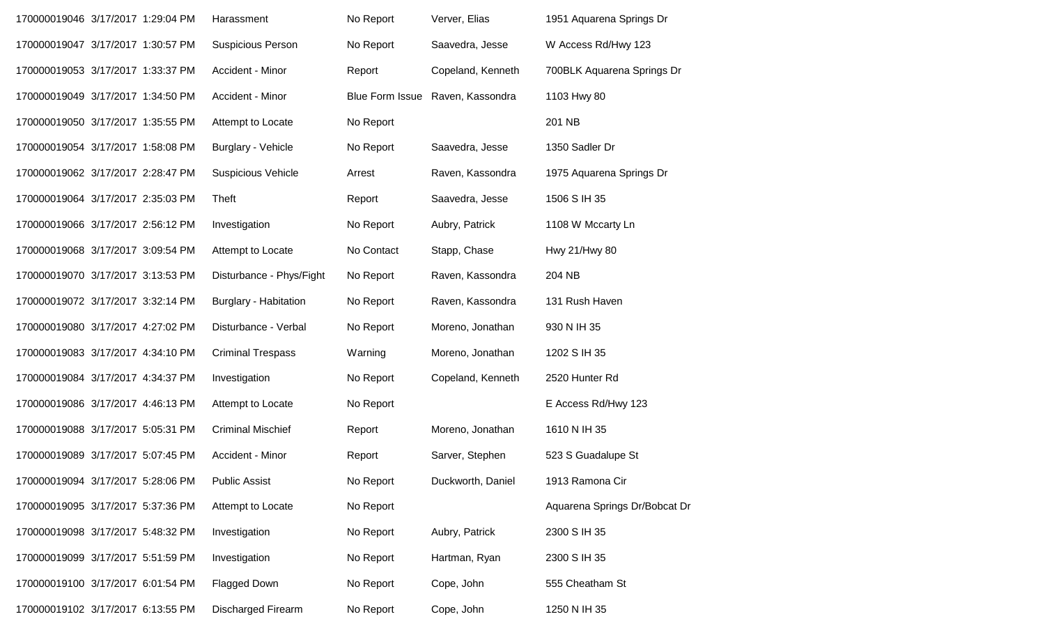| | | | | | | |
|---|---|---|---|---|---|---|
| 170000019046 | 3/17/2017 | 1:29:04 PM | Harassment | No Report | Verver, Elias | 1951 Aquarena Springs Dr |
| 170000019047 | 3/17/2017 | 1:30:57 PM | Suspicious Person | No Report | Saavedra, Jesse | W Access Rd/Hwy 123 |
| 170000019053 | 3/17/2017 | 1:33:37 PM | Accident - Minor | Report | Copeland, Kenneth | 700BLK Aquarena Springs Dr |
| 170000019049 | 3/17/2017 | 1:34:50 PM | Accident - Minor | Blue Form Issue | Raven, Kassondra | 1103 Hwy 80 |
| 170000019050 | 3/17/2017 | 1:35:55 PM | Attempt to Locate | No Report | | 201 NB |
| 170000019054 | 3/17/2017 | 1:58:08 PM | Burglary - Vehicle | No Report | Saavedra, Jesse | 1350 Sadler Dr |
| 170000019062 | 3/17/2017 | 2:28:47 PM | Suspicious Vehicle | Arrest | Raven, Kassondra | 1975 Aquarena Springs Dr |
| 170000019064 | 3/17/2017 | 2:35:03 PM | Theft | Report | Saavedra, Jesse | 1506 S IH 35 |
| 170000019066 | 3/17/2017 | 2:56:12 PM | Investigation | No Report | Aubry, Patrick | 1108 W Mccarty Ln |
| 170000019068 | 3/17/2017 | 3:09:54 PM | Attempt to Locate | No Contact | Stapp, Chase | Hwy 21/Hwy 80 |
| 170000019070 | 3/17/2017 | 3:13:53 PM | Disturbance - Phys/Fight | No Report | Raven, Kassondra | 204 NB |
| 170000019072 | 3/17/2017 | 3:32:14 PM | Burglary - Habitation | No Report | Raven, Kassondra | 131 Rush Haven |
| 170000019080 | 3/17/2017 | 4:27:02 PM | Disturbance - Verbal | No Report | Moreno, Jonathan | 930 N IH 35 |
| 170000019083 | 3/17/2017 | 4:34:10 PM | Criminal Trespass | Warning | Moreno, Jonathan | 1202 S IH 35 |
| 170000019084 | 3/17/2017 | 4:34:37 PM | Investigation | No Report | Copeland, Kenneth | 2520 Hunter Rd |
| 170000019086 | 3/17/2017 | 4:46:13 PM | Attempt to Locate | No Report | | E Access Rd/Hwy 123 |
| 170000019088 | 3/17/2017 | 5:05:31 PM | Criminal Mischief | Report | Moreno, Jonathan | 1610 N IH 35 |
| 170000019089 | 3/17/2017 | 5:07:45 PM | Accident - Minor | Report | Sarver, Stephen | 523 S Guadalupe St |
| 170000019094 | 3/17/2017 | 5:28:06 PM | Public Assist | No Report | Duckworth, Daniel | 1913 Ramona Cir |
| 170000019095 | 3/17/2017 | 5:37:36 PM | Attempt to Locate | No Report | | Aquarena Springs Dr/Bobcat Dr |
| 170000019098 | 3/17/2017 | 5:48:32 PM | Investigation | No Report | Aubry, Patrick | 2300 S IH 35 |
| 170000019099 | 3/17/2017 | 5:51:59 PM | Investigation | No Report | Hartman, Ryan | 2300 S IH 35 |
| 170000019100 | 3/17/2017 | 6:01:54 PM | Flagged Down | No Report | Cope, John | 555 Cheatham St |
| 170000019102 | 3/17/2017 | 6:13:55 PM | Discharged Firearm | No Report | Cope, John | 1250 N IH 35 |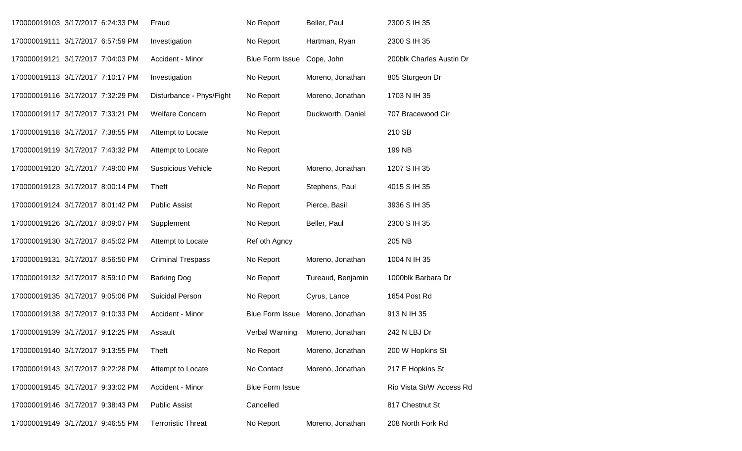| | | | | | | |
|---|---|---|---|---|---|---|
| 170000019103 | 3/17/2017 | 6:24:33 PM | Fraud | No Report | Beller, Paul | 2300 S IH 35 |
| 170000019111 | 3/17/2017 | 6:57:59 PM | Investigation | No Report | Hartman, Ryan | 2300 S IH 35 |
| 170000019121 | 3/17/2017 | 7:04:03 PM | Accident - Minor | Blue Form Issue | Cope, John | 200blk Charles Austin Dr |
| 170000019113 | 3/17/2017 | 7:10:17 PM | Investigation | No Report | Moreno, Jonathan | 805 Sturgeon Dr |
| 170000019116 | 3/17/2017 | 7:32:29 PM | Disturbance - Phys/Fight | No Report | Moreno, Jonathan | 1703 N IH 35 |
| 170000019117 | 3/17/2017 | 7:33:21 PM | Welfare Concern | No Report | Duckworth, Daniel | 707 Bracewood Cir |
| 170000019118 | 3/17/2017 | 7:38:55 PM | Attempt to Locate | No Report | | 210 SB |
| 170000019119 | 3/17/2017 | 7:43:32 PM | Attempt to Locate | No Report | | 199 NB |
| 170000019120 | 3/17/2017 | 7:49:00 PM | Suspicious Vehicle | No Report | Moreno, Jonathan | 1207 S IH 35 |
| 170000019123 | 3/17/2017 | 8:00:14 PM | Theft | No Report | Stephens, Paul | 4015 S IH 35 |
| 170000019124 | 3/17/2017 | 8:01:42 PM | Public Assist | No Report | Pierce, Basil | 3936 S IH 35 |
| 170000019126 | 3/17/2017 | 8:09:07 PM | Supplement | No Report | Beller, Paul | 2300 S IH 35 |
| 170000019130 | 3/17/2017 | 8:45:02 PM | Attempt to Locate | Ref oth Agncy | | 205 NB |
| 170000019131 | 3/17/2017 | 8:56:50 PM | Criminal Trespass | No Report | Moreno, Jonathan | 1004 N IH 35 |
| 170000019132 | 3/17/2017 | 8:59:10 PM | Barking Dog | No Report | Tureaud, Benjamin | 1000blk Barbara Dr |
| 170000019135 | 3/17/2017 | 9:05:06 PM | Suicidal Person | No Report | Cyrus, Lance | 1654 Post Rd |
| 170000019138 | 3/17/2017 | 9:10:33 PM | Accident - Minor | Blue Form Issue | Moreno, Jonathan | 913 N IH 35 |
| 170000019139 | 3/17/2017 | 9:12:25 PM | Assault | Verbal Warning | Moreno, Jonathan | 242 N LBJ Dr |
| 170000019140 | 3/17/2017 | 9:13:55 PM | Theft | No Report | Moreno, Jonathan | 200 W Hopkins St |
| 170000019143 | 3/17/2017 | 9:22:28 PM | Attempt to Locate | No Contact | Moreno, Jonathan | 217 E Hopkins St |
| 170000019145 | 3/17/2017 | 9:33:02 PM | Accident - Minor | Blue Form Issue | | Rio Vista St/W Access Rd |
| 170000019146 | 3/17/2017 | 9:38:43 PM | Public Assist | Cancelled | | 817 Chestnut St |
| 170000019149 | 3/17/2017 | 9:46:55 PM | Terroristic Threat | No Report | Moreno, Jonathan | 208 North Fork Rd |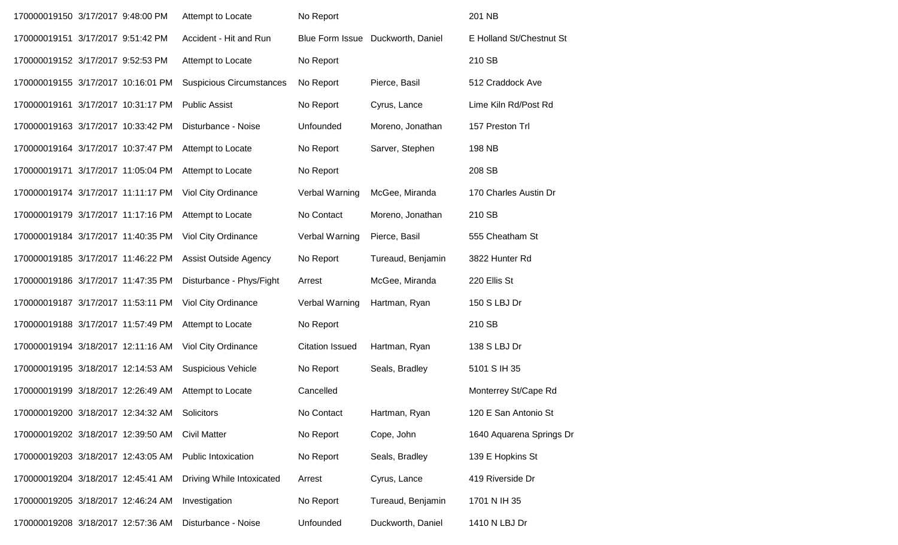| | | | | | | |
|---|---|---|---|---|---|---|
| 170000019150 | 3/17/2017 9:48:00 PM | Attempt to Locate | No Report | | 201 NB |
| 170000019151 | 3/17/2017 9:51:42 PM | Accident - Hit and Run | Blue Form Issue | Duckworth, Daniel | E Holland St/Chestnut St |
| 170000019152 | 3/17/2017 9:52:53 PM | Attempt to Locate | No Report | | 210 SB |
| 170000019155 | 3/17/2017 10:16:01 PM | Suspicious Circumstances | No Report | Pierce, Basil | 512 Craddock Ave |
| 170000019161 | 3/17/2017 10:31:17 PM | Public Assist | No Report | Cyrus, Lance | Lime Kiln Rd/Post Rd |
| 170000019163 | 3/17/2017 10:33:42 PM | Disturbance - Noise | Unfounded | Moreno, Jonathan | 157 Preston Trl |
| 170000019164 | 3/17/2017 10:37:47 PM | Attempt to Locate | No Report | Sarver, Stephen | 198 NB |
| 170000019171 | 3/17/2017 11:05:04 PM | Attempt to Locate | No Report | | 208 SB |
| 170000019174 | 3/17/2017 11:11:17 PM | Viol City Ordinance | Verbal Warning | McGee, Miranda | 170 Charles Austin Dr |
| 170000019179 | 3/17/2017 11:17:16 PM | Attempt to Locate | No Contact | Moreno, Jonathan | 210 SB |
| 170000019184 | 3/17/2017 11:40:35 PM | Viol City Ordinance | Verbal Warning | Pierce, Basil | 555 Cheatham St |
| 170000019185 | 3/17/2017 11:46:22 PM | Assist Outside Agency | No Report | Tureaud, Benjamin | 3822 Hunter Rd |
| 170000019186 | 3/17/2017 11:47:35 PM | Disturbance - Phys/Fight | Arrest | McGee, Miranda | 220 Ellis St |
| 170000019187 | 3/17/2017 11:53:11 PM | Viol City Ordinance | Verbal Warning | Hartman, Ryan | 150 S LBJ Dr |
| 170000019188 | 3/17/2017 11:57:49 PM | Attempt to Locate | No Report | | 210 SB |
| 170000019194 | 3/18/2017 12:11:16 AM | Viol City Ordinance | Citation Issued | Hartman, Ryan | 138 S LBJ Dr |
| 170000019195 | 3/18/2017 12:14:53 AM | Suspicious Vehicle | No Report | Seals, Bradley | 5101 S IH 35 |
| 170000019199 | 3/18/2017 12:26:49 AM | Attempt to Locate | Cancelled | | Monterrey St/Cape Rd |
| 170000019200 | 3/18/2017 12:34:32 AM | Solicitors | No Contact | Hartman, Ryan | 120 E San Antonio St |
| 170000019202 | 3/18/2017 12:39:50 AM | Civil Matter | No Report | Cope, John | 1640 Aquarena Springs Dr |
| 170000019203 | 3/18/2017 12:43:05 AM | Public Intoxication | No Report | Seals, Bradley | 139 E Hopkins St |
| 170000019204 | 3/18/2017 12:45:41 AM | Driving While Intoxicated | Arrest | Cyrus, Lance | 419 Riverside Dr |
| 170000019205 | 3/18/2017 12:46:24 AM | Investigation | No Report | Tureaud, Benjamin | 1701 N IH 35 |
| 170000019208 | 3/18/2017 12:57:36 AM | Disturbance - Noise | Unfounded | Duckworth, Daniel | 1410 N LBJ Dr |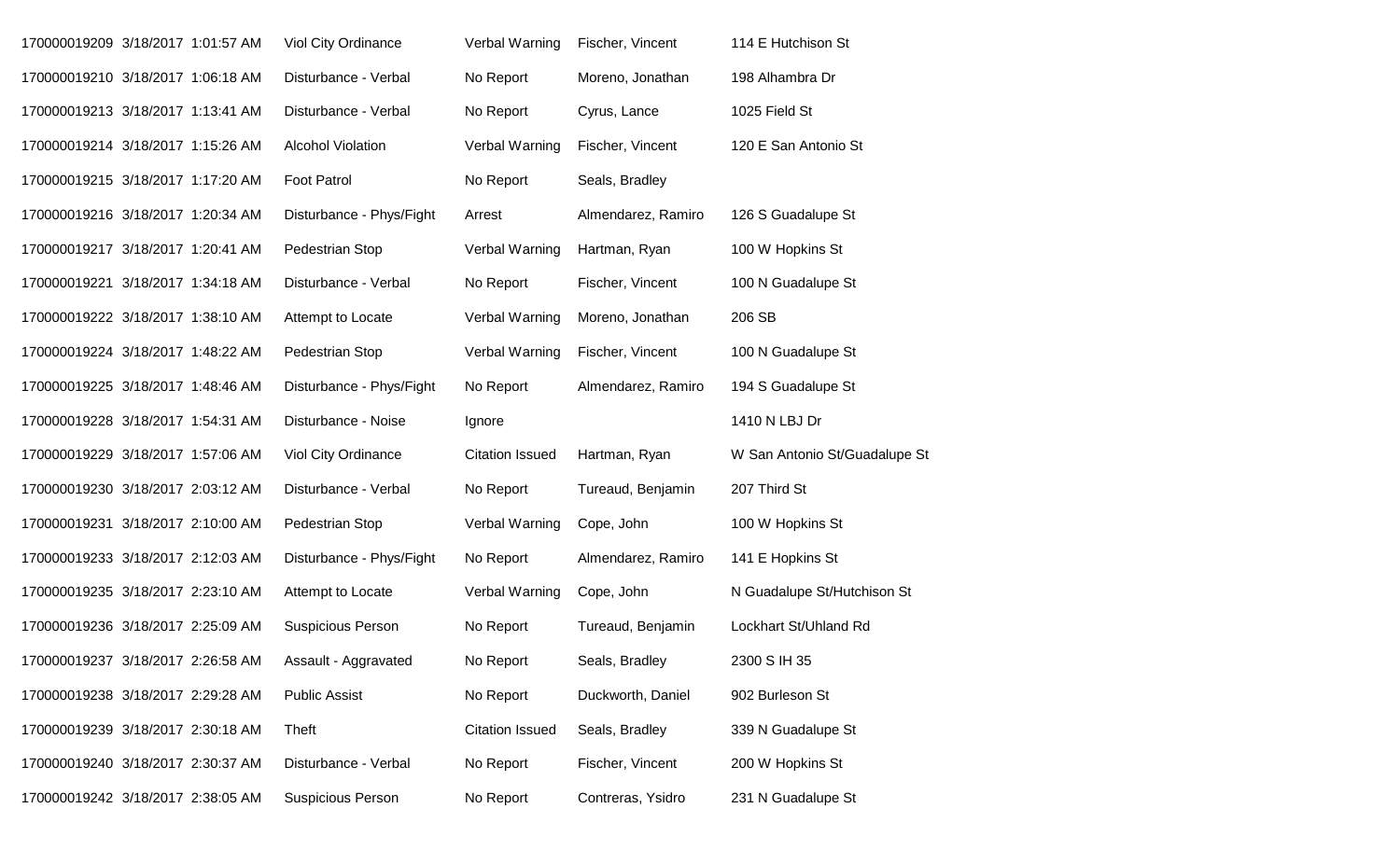| | | | | | | |
|---|---|---|---|---|---|---|
| 170000019209 | 3/18/2017 1:01:57 AM | Viol City Ordinance | Verbal Warning | Fischer, Vincent | 114 E Hutchison St |
| 170000019210 | 3/18/2017 1:06:18 AM | Disturbance - Verbal | No Report | Moreno, Jonathan | 198 Alhambra Dr |
| 170000019213 | 3/18/2017 1:13:41 AM | Disturbance - Verbal | No Report | Cyrus, Lance | 1025 Field St |
| 170000019214 | 3/18/2017 1:15:26 AM | Alcohol Violation | Verbal Warning | Fischer, Vincent | 120 E San Antonio St |
| 170000019215 | 3/18/2017 1:17:20 AM | Foot Patrol | No Report | Seals, Bradley | |
| 170000019216 | 3/18/2017 1:20:34 AM | Disturbance - Phys/Fight | Arrest | Almendarez, Ramiro | 126 S Guadalupe St |
| 170000019217 | 3/18/2017 1:20:41 AM | Pedestrian Stop | Verbal Warning | Hartman, Ryan | 100 W Hopkins St |
| 170000019221 | 3/18/2017 1:34:18 AM | Disturbance - Verbal | No Report | Fischer, Vincent | 100 N Guadalupe St |
| 170000019222 | 3/18/2017 1:38:10 AM | Attempt to Locate | Verbal Warning | Moreno, Jonathan | 206 SB |
| 170000019224 | 3/18/2017 1:48:22 AM | Pedestrian Stop | Verbal Warning | Fischer, Vincent | 100 N Guadalupe St |
| 170000019225 | 3/18/2017 1:48:46 AM | Disturbance - Phys/Fight | No Report | Almendarez, Ramiro | 194 S Guadalupe St |
| 170000019228 | 3/18/2017 1:54:31 AM | Disturbance - Noise | Ignore | | 1410 N LBJ Dr |
| 170000019229 | 3/18/2017 1:57:06 AM | Viol City Ordinance | Citation Issued | Hartman, Ryan | W San Antonio St/Guadalupe St |
| 170000019230 | 3/18/2017 2:03:12 AM | Disturbance - Verbal | No Report | Tureaud, Benjamin | 207 Third St |
| 170000019231 | 3/18/2017 2:10:00 AM | Pedestrian Stop | Verbal Warning | Cope, John | 100 W Hopkins St |
| 170000019233 | 3/18/2017 2:12:03 AM | Disturbance - Phys/Fight | No Report | Almendarez, Ramiro | 141 E Hopkins St |
| 170000019235 | 3/18/2017 2:23:10 AM | Attempt to Locate | Verbal Warning | Cope, John | N Guadalupe St/Hutchison St |
| 170000019236 | 3/18/2017 2:25:09 AM | Suspicious Person | No Report | Tureaud, Benjamin | Lockhart St/Uhland Rd |
| 170000019237 | 3/18/2017 2:26:58 AM | Assault - Aggravated | No Report | Seals, Bradley | 2300 S IH 35 |
| 170000019238 | 3/18/2017 2:29:28 AM | Public Assist | No Report | Duckworth, Daniel | 902 Burleson St |
| 170000019239 | 3/18/2017 2:30:18 AM | Theft | Citation Issued | Seals, Bradley | 339 N Guadalupe St |
| 170000019240 | 3/18/2017 2:30:37 AM | Disturbance - Verbal | No Report | Fischer, Vincent | 200 W Hopkins St |
| 170000019242 | 3/18/2017 2:38:05 AM | Suspicious Person | No Report | Contreras, Ysidro | 231 N Guadalupe St |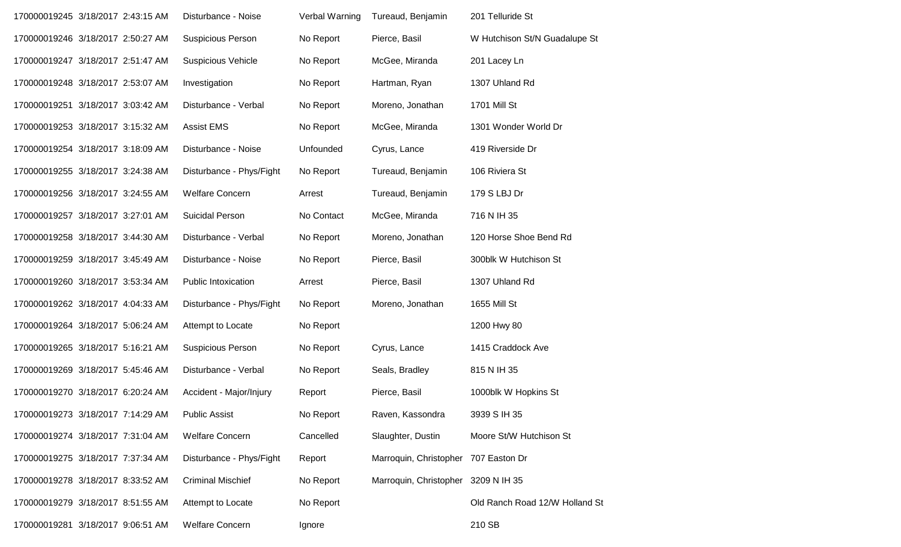| | | | | | |
|---|---|---|---|---|---|
| 170000019245 | 3/18/2017 2:43:15 AM | Disturbance - Noise | Verbal Warning | Tureaud, Benjamin | 201 Telluride St |
| 170000019246 | 3/18/2017 2:50:27 AM | Suspicious Person | No Report | Pierce, Basil | W Hutchison St/N Guadalupe St |
| 170000019247 | 3/18/2017 2:51:47 AM | Suspicious Vehicle | No Report | McGee, Miranda | 201 Lacey Ln |
| 170000019248 | 3/18/2017 2:53:07 AM | Investigation | No Report | Hartman, Ryan | 1307 Uhland Rd |
| 170000019251 | 3/18/2017 3:03:42 AM | Disturbance - Verbal | No Report | Moreno, Jonathan | 1701 Mill St |
| 170000019253 | 3/18/2017 3:15:32 AM | Assist EMS | No Report | McGee, Miranda | 1301 Wonder World Dr |
| 170000019254 | 3/18/2017 3:18:09 AM | Disturbance - Noise | Unfounded | Cyrus, Lance | 419 Riverside Dr |
| 170000019255 | 3/18/2017 3:24:38 AM | Disturbance - Phys/Fight | No Report | Tureaud, Benjamin | 106 Riviera St |
| 170000019256 | 3/18/2017 3:24:55 AM | Welfare Concern | Arrest | Tureaud, Benjamin | 179 S LBJ Dr |
| 170000019257 | 3/18/2017 3:27:01 AM | Suicidal Person | No Contact | McGee, Miranda | 716 N IH 35 |
| 170000019258 | 3/18/2017 3:44:30 AM | Disturbance - Verbal | No Report | Moreno, Jonathan | 120 Horse Shoe Bend Rd |
| 170000019259 | 3/18/2017 3:45:49 AM | Disturbance - Noise | No Report | Pierce, Basil | 300blk W Hutchison St |
| 170000019260 | 3/18/2017 3:53:34 AM | Public Intoxication | Arrest | Pierce, Basil | 1307 Uhland Rd |
| 170000019262 | 3/18/2017 4:04:33 AM | Disturbance - Phys/Fight | No Report | Moreno, Jonathan | 1655 Mill St |
| 170000019264 | 3/18/2017 5:06:24 AM | Attempt to Locate | No Report | | 1200 Hwy 80 |
| 170000019265 | 3/18/2017 5:16:21 AM | Suspicious Person | No Report | Cyrus, Lance | 1415 Craddock Ave |
| 170000019269 | 3/18/2017 5:45:46 AM | Disturbance - Verbal | No Report | Seals, Bradley | 815 N IH 35 |
| 170000019270 | 3/18/2017 6:20:24 AM | Accident - Major/Injury | Report | Pierce, Basil | 1000blk W Hopkins St |
| 170000019273 | 3/18/2017 7:14:29 AM | Public Assist | No Report | Raven, Kassondra | 3939 S IH 35 |
| 170000019274 | 3/18/2017 7:31:04 AM | Welfare Concern | Cancelled | Slaughter, Dustin | Moore St/W Hutchison St |
| 170000019275 | 3/18/2017 7:37:34 AM | Disturbance - Phys/Fight | Report | Marroquin, Christopher | 707 Easton Dr |
| 170000019278 | 3/18/2017 8:33:52 AM | Criminal Mischief | No Report | Marroquin, Christopher | 3209 N IH 35 |
| 170000019279 | 3/18/2017 8:51:55 AM | Attempt to Locate | No Report | | Old Ranch Road 12/W Holland St |
| 170000019281 | 3/18/2017 9:06:51 AM | Welfare Concern | Ignore | | 210 SB |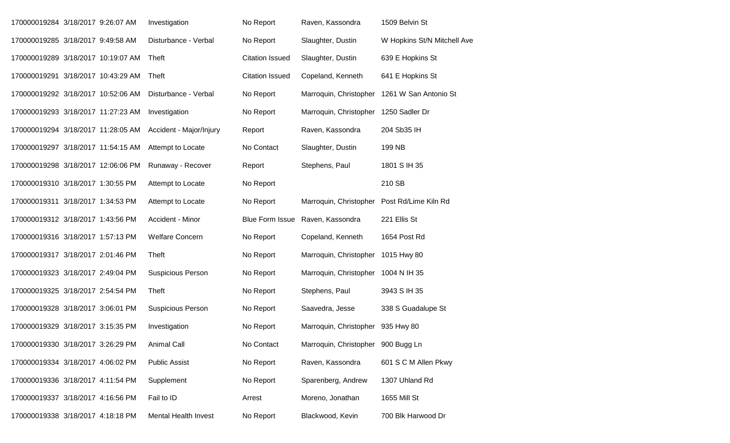| | | | | | |
|---|---|---|---|---|---|
| 170000019284 | 3/18/2017 9:26:07 AM | Investigation | No Report | Raven, Kassondra | 1509 Belvin St |
| 170000019285 | 3/18/2017 9:49:58 AM | Disturbance - Verbal | No Report | Slaughter, Dustin | W Hopkins St/N Mitchell Ave |
| 170000019289 | 3/18/2017 10:19:07 AM | Theft | Citation Issued | Slaughter, Dustin | 639 E Hopkins St |
| 170000019291 | 3/18/2017 10:43:29 AM | Theft | Citation Issued | Copeland, Kenneth | 641 E Hopkins St |
| 170000019292 | 3/18/2017 10:52:06 AM | Disturbance - Verbal | No Report | Marroquin, Christopher | 1261 W San Antonio St |
| 170000019293 | 3/18/2017 11:27:23 AM | Investigation | No Report | Marroquin, Christopher | 1250 Sadler Dr |
| 170000019294 | 3/18/2017 11:28:05 AM | Accident - Major/Injury | Report | Raven, Kassondra | 204 Sb35 IH |
| 170000019297 | 3/18/2017 11:54:15 AM | Attempt to Locate | No Contact | Slaughter, Dustin | 199 NB |
| 170000019298 | 3/18/2017 12:06:06 PM | Runaway - Recover | Report | Stephens, Paul | 1801 S IH 35 |
| 170000019310 | 3/18/2017 1:30:55 PM | Attempt to Locate | No Report | | 210 SB |
| 170000019311 | 3/18/2017 1:34:53 PM | Attempt to Locate | No Report | Marroquin, Christopher | Post Rd/Lime Kiln Rd |
| 170000019312 | 3/18/2017 1:43:56 PM | Accident - Minor | Blue Form Issue | Raven, Kassondra | 221 Ellis St |
| 170000019316 | 3/18/2017 1:57:13 PM | Welfare Concern | No Report | Copeland, Kenneth | 1654 Post Rd |
| 170000019317 | 3/18/2017 2:01:46 PM | Theft | No Report | Marroquin, Christopher | 1015 Hwy 80 |
| 170000019323 | 3/18/2017 2:49:04 PM | Suspicious Person | No Report | Marroquin, Christopher | 1004 N IH 35 |
| 170000019325 | 3/18/2017 2:54:54 PM | Theft | No Report | Stephens, Paul | 3943 S IH 35 |
| 170000019328 | 3/18/2017 3:06:01 PM | Suspicious Person | No Report | Saavedra, Jesse | 338 S Guadalupe St |
| 170000019329 | 3/18/2017 3:15:35 PM | Investigation | No Report | Marroquin, Christopher | 935 Hwy 80 |
| 170000019330 | 3/18/2017 3:26:29 PM | Animal Call | No Contact | Marroquin, Christopher | 900 Bugg Ln |
| 170000019334 | 3/18/2017 4:06:02 PM | Public Assist | No Report | Raven, Kassondra | 601 S C M Allen Pkwy |
| 170000019336 | 3/18/2017 4:11:54 PM | Supplement | No Report | Sparenberg, Andrew | 1307 Uhland Rd |
| 170000019337 | 3/18/2017 4:16:56 PM | Fail to ID | Arrest | Moreno, Jonathan | 1655 Mill St |
| 170000019338 | 3/18/2017 4:18:18 PM | Mental Health Invest | No Report | Blackwood, Kevin | 700 Blk Harwood Dr |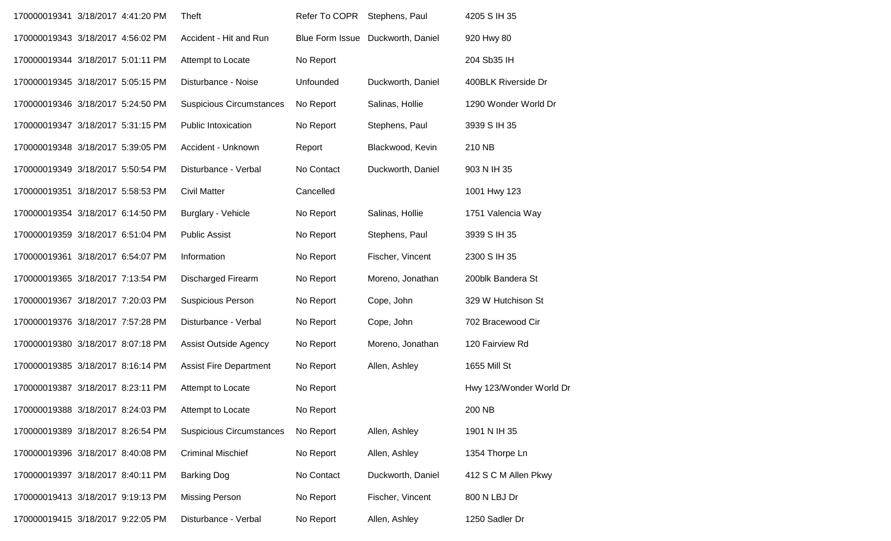| | | | | | | |
|---|---|---|---|---|---|---|
| 170000019341 | 3/18/2017 | 4:41:20 PM | Theft | Refer To COPR | Stephens, Paul | 4205 S IH 35 |
| 170000019343 | 3/18/2017 | 4:56:02 PM | Accident - Hit and Run | Blue Form Issue | Duckworth, Daniel | 920 Hwy 80 |
| 170000019344 | 3/18/2017 | 5:01:11 PM | Attempt to Locate | No Report | | 204 Sb35 IH |
| 170000019345 | 3/18/2017 | 5:05:15 PM | Disturbance - Noise | Unfounded | Duckworth, Daniel | 400BLK Riverside Dr |
| 170000019346 | 3/18/2017 | 5:24:50 PM | Suspicious Circumstances | No Report | Salinas, Hollie | 1290 Wonder World Dr |
| 170000019347 | 3/18/2017 | 5:31:15 PM | Public Intoxication | No Report | Stephens, Paul | 3939 S IH 35 |
| 170000019348 | 3/18/2017 | 5:39:05 PM | Accident - Unknown | Report | Blackwood, Kevin | 210 NB |
| 170000019349 | 3/18/2017 | 5:50:54 PM | Disturbance - Verbal | No Contact | Duckworth, Daniel | 903 N IH 35 |
| 170000019351 | 3/18/2017 | 5:58:53 PM | Civil Matter | Cancelled | | 1001 Hwy 123 |
| 170000019354 | 3/18/2017 | 6:14:50 PM | Burglary - Vehicle | No Report | Salinas, Hollie | 1751 Valencia Way |
| 170000019359 | 3/18/2017 | 6:51:04 PM | Public Assist | No Report | Stephens, Paul | 3939 S IH 35 |
| 170000019361 | 3/18/2017 | 6:54:07 PM | Information | No Report | Fischer, Vincent | 2300 S IH 35 |
| 170000019365 | 3/18/2017 | 7:13:54 PM | Discharged Firearm | No Report | Moreno, Jonathan | 200blk Bandera St |
| 170000019367 | 3/18/2017 | 7:20:03 PM | Suspicious Person | No Report | Cope, John | 329 W Hutchison St |
| 170000019376 | 3/18/2017 | 7:57:28 PM | Disturbance - Verbal | No Report | Cope, John | 702 Bracewood Cir |
| 170000019380 | 3/18/2017 | 8:07:18 PM | Assist Outside Agency | No Report | Moreno, Jonathan | 120 Fairview Rd |
| 170000019385 | 3/18/2017 | 8:16:14 PM | Assist Fire Department | No Report | Allen, Ashley | 1655 Mill St |
| 170000019387 | 3/18/2017 | 8:23:11 PM | Attempt to Locate | No Report | | Hwy 123/Wonder World Dr |
| 170000019388 | 3/18/2017 | 8:24:03 PM | Attempt to Locate | No Report | | 200 NB |
| 170000019389 | 3/18/2017 | 8:26:54 PM | Suspicious Circumstances | No Report | Allen, Ashley | 1901 N IH 35 |
| 170000019396 | 3/18/2017 | 8:40:08 PM | Criminal Mischief | No Report | Allen, Ashley | 1354 Thorpe Ln |
| 170000019397 | 3/18/2017 | 8:40:11 PM | Barking Dog | No Contact | Duckworth, Daniel | 412 S C M Allen Pkwy |
| 170000019413 | 3/18/2017 | 9:19:13 PM | Missing Person | No Report | Fischer, Vincent | 800 N LBJ Dr |
| 170000019415 | 3/18/2017 | 9:22:05 PM | Disturbance - Verbal | No Report | Allen, Ashley | 1250 Sadler Dr |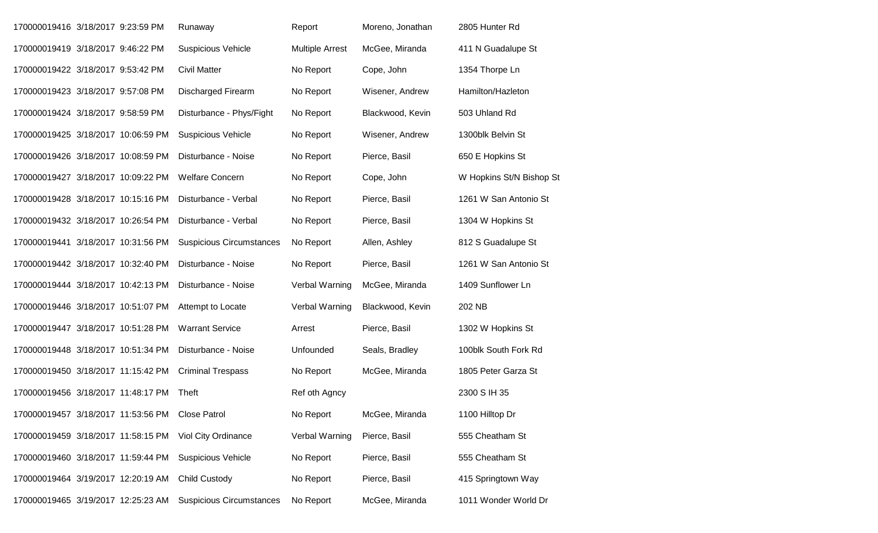| | | | | | |
|---|---|---|---|---|---|
| 170000019416 | 3/18/2017 9:23:59 PM | Runaway | Report | Moreno, Jonathan | 2805 Hunter Rd |
| 170000019419 | 3/18/2017 9:46:22 PM | Suspicious Vehicle | Multiple Arrest | McGee, Miranda | 411 N Guadalupe St |
| 170000019422 | 3/18/2017 9:53:42 PM | Civil Matter | No Report | Cope, John | 1354 Thorpe Ln |
| 170000019423 | 3/18/2017 9:57:08 PM | Discharged Firearm | No Report | Wisener, Andrew | Hamilton/Hazleton |
| 170000019424 | 3/18/2017 9:58:59 PM | Disturbance - Phys/Fight | No Report | Blackwood, Kevin | 503 Uhland Rd |
| 170000019425 | 3/18/2017 10:06:59 PM | Suspicious Vehicle | No Report | Wisener, Andrew | 1300blk Belvin St |
| 170000019426 | 3/18/2017 10:08:59 PM | Disturbance - Noise | No Report | Pierce, Basil | 650 E Hopkins St |
| 170000019427 | 3/18/2017 10:09:22 PM | Welfare Concern | No Report | Cope, John | W Hopkins St/N Bishop St |
| 170000019428 | 3/18/2017 10:15:16 PM | Disturbance - Verbal | No Report | Pierce, Basil | 1261 W San Antonio St |
| 170000019432 | 3/18/2017 10:26:54 PM | Disturbance - Verbal | No Report | Pierce, Basil | 1304 W Hopkins St |
| 170000019441 | 3/18/2017 10:31:56 PM | Suspicious Circumstances | No Report | Allen, Ashley | 812 S Guadalupe St |
| 170000019442 | 3/18/2017 10:32:40 PM | Disturbance - Noise | No Report | Pierce, Basil | 1261 W San Antonio St |
| 170000019444 | 3/18/2017 10:42:13 PM | Disturbance - Noise | Verbal Warning | McGee, Miranda | 1409 Sunflower Ln |
| 170000019446 | 3/18/2017 10:51:07 PM | Attempt to Locate | Verbal Warning | Blackwood, Kevin | 202 NB |
| 170000019447 | 3/18/2017 10:51:28 PM | Warrant Service | Arrest | Pierce, Basil | 1302 W Hopkins St |
| 170000019448 | 3/18/2017 10:51:34 PM | Disturbance - Noise | Unfounded | Seals, Bradley | 100blk South Fork Rd |
| 170000019450 | 3/18/2017 11:15:42 PM | Criminal Trespass | No Report | McGee, Miranda | 1805 Peter Garza St |
| 170000019456 | 3/18/2017 11:48:17 PM | Theft | Ref oth Agncy | | 2300 S IH 35 |
| 170000019457 | 3/18/2017 11:53:56 PM | Close Patrol | No Report | McGee, Miranda | 1100 Hilltop Dr |
| 170000019459 | 3/18/2017 11:58:15 PM | Viol City Ordinance | Verbal Warning | Pierce, Basil | 555 Cheatham St |
| 170000019460 | 3/18/2017 11:59:44 PM | Suspicious Vehicle | No Report | Pierce, Basil | 555 Cheatham St |
| 170000019464 | 3/19/2017 12:20:19 AM | Child Custody | No Report | Pierce, Basil | 415 Springtown Way |
| 170000019465 | 3/19/2017 12:25:23 AM | Suspicious Circumstances | No Report | McGee, Miranda | 1011 Wonder World Dr |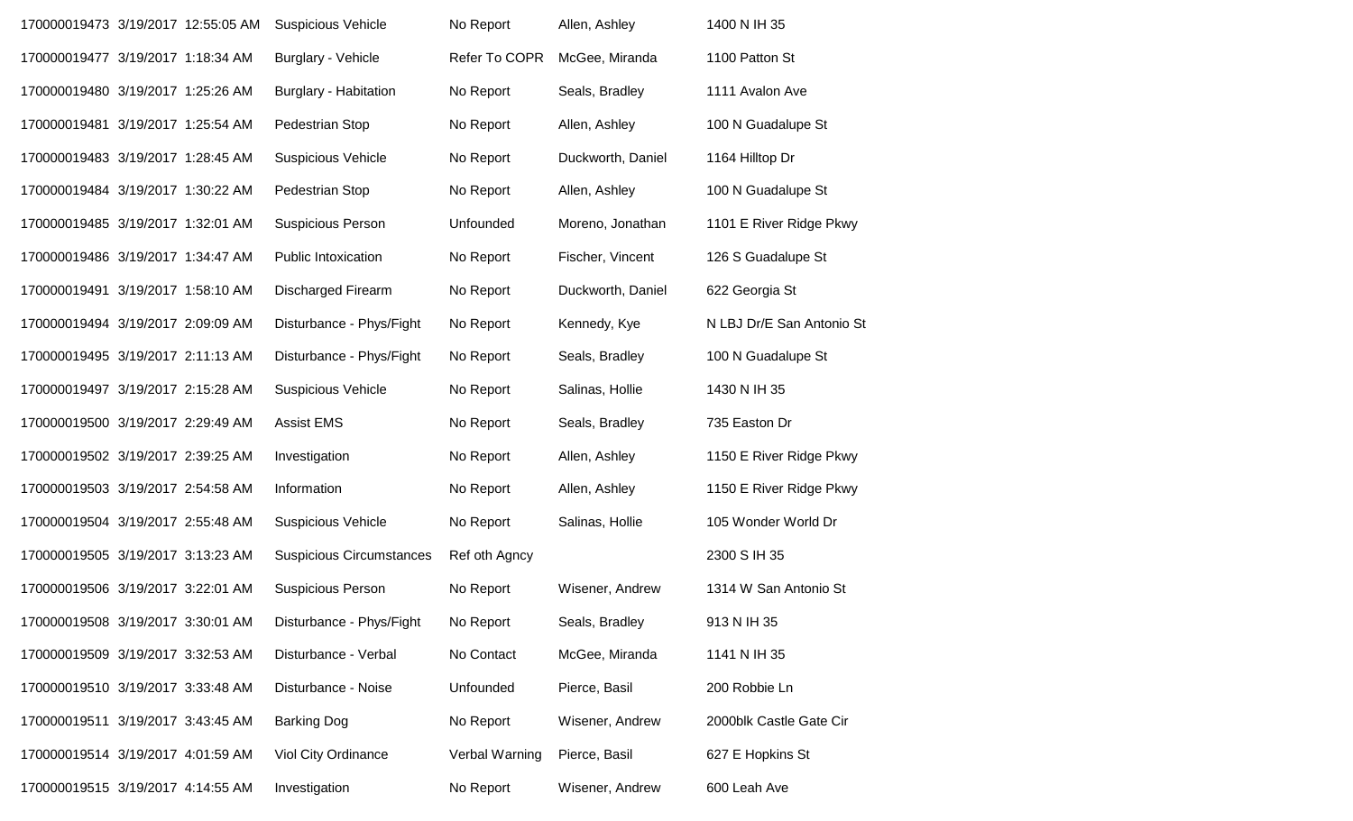| | | | | | | |
|---|---|---|---|---|---|---|
| 170000019473 | 3/19/2017 | 12:55:05 AM | Suspicious Vehicle | No Report | Allen, Ashley | 1400 N IH 35 |
| 170000019477 | 3/19/2017 | 1:18:34 AM | Burglary - Vehicle | Refer To COPR | McGee, Miranda | 1100 Patton St |
| 170000019480 | 3/19/2017 | 1:25:26 AM | Burglary - Habitation | No Report | Seals, Bradley | 1111 Avalon Ave |
| 170000019481 | 3/19/2017 | 1:25:54 AM | Pedestrian Stop | No Report | Allen, Ashley | 100 N Guadalupe St |
| 170000019483 | 3/19/2017 | 1:28:45 AM | Suspicious Vehicle | No Report | Duckworth, Daniel | 1164 Hilltop Dr |
| 170000019484 | 3/19/2017 | 1:30:22 AM | Pedestrian Stop | No Report | Allen, Ashley | 100 N Guadalupe St |
| 170000019485 | 3/19/2017 | 1:32:01 AM | Suspicious Person | Unfounded | Moreno, Jonathan | 1101 E River Ridge Pkwy |
| 170000019486 | 3/19/2017 | 1:34:47 AM | Public Intoxication | No Report | Fischer, Vincent | 126 S Guadalupe St |
| 170000019491 | 3/19/2017 | 1:58:10 AM | Discharged Firearm | No Report | Duckworth, Daniel | 622 Georgia St |
| 170000019494 | 3/19/2017 | 2:09:09 AM | Disturbance - Phys/Fight | No Report | Kennedy, Kye | N LBJ Dr/E San Antonio St |
| 170000019495 | 3/19/2017 | 2:11:13 AM | Disturbance - Phys/Fight | No Report | Seals, Bradley | 100 N Guadalupe St |
| 170000019497 | 3/19/2017 | 2:15:28 AM | Suspicious Vehicle | No Report | Salinas, Hollie | 1430 N IH 35 |
| 170000019500 | 3/19/2017 | 2:29:49 AM | Assist EMS | No Report | Seals, Bradley | 735 Easton Dr |
| 170000019502 | 3/19/2017 | 2:39:25 AM | Investigation | No Report | Allen, Ashley | 1150 E River Ridge Pkwy |
| 170000019503 | 3/19/2017 | 2:54:58 AM | Information | No Report | Allen, Ashley | 1150 E River Ridge Pkwy |
| 170000019504 | 3/19/2017 | 2:55:48 AM | Suspicious Vehicle | No Report | Salinas, Hollie | 105 Wonder World Dr |
| 170000019505 | 3/19/2017 | 3:13:23 AM | Suspicious Circumstances | Ref oth Agncy | | 2300 S IH 35 |
| 170000019506 | 3/19/2017 | 3:22:01 AM | Suspicious Person | No Report | Wisener, Andrew | 1314 W San Antonio St |
| 170000019508 | 3/19/2017 | 3:30:01 AM | Disturbance - Phys/Fight | No Report | Seals, Bradley | 913 N IH 35 |
| 170000019509 | 3/19/2017 | 3:32:53 AM | Disturbance - Verbal | No Contact | McGee, Miranda | 1141 N IH 35 |
| 170000019510 | 3/19/2017 | 3:33:48 AM | Disturbance - Noise | Unfounded | Pierce, Basil | 200 Robbie Ln |
| 170000019511 | 3/19/2017 | 3:43:45 AM | Barking Dog | No Report | Wisener, Andrew | 2000blk Castle Gate Cir |
| 170000019514 | 3/19/2017 | 4:01:59 AM | Viol City Ordinance | Verbal Warning | Pierce, Basil | 627 E Hopkins St |
| 170000019515 | 3/19/2017 | 4:14:55 AM | Investigation | No Report | Wisener, Andrew | 600 Leah Ave |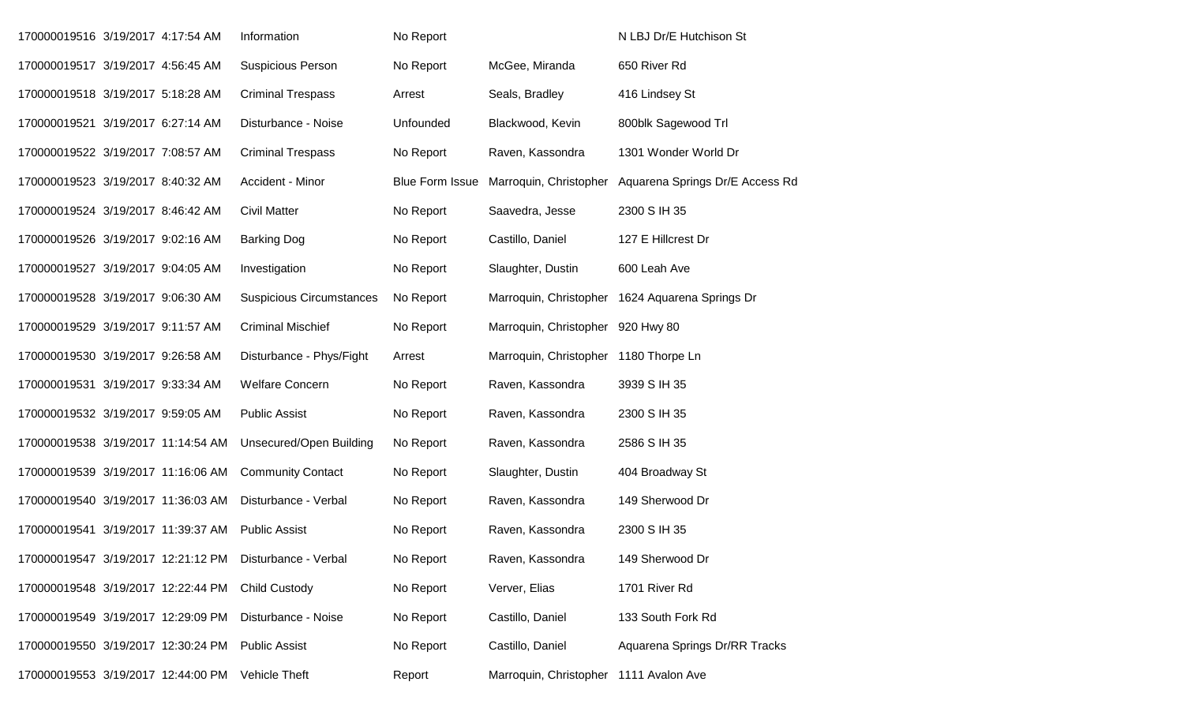| | | | | | |
|---|---|---|---|---|---|
| 170000019516 | 3/19/2017 4:17:54 AM | Information | No Report | | N LBJ Dr/E Hutchison St |
| 170000019517 | 3/19/2017 4:56:45 AM | Suspicious Person | No Report | McGee, Miranda | 650 River Rd |
| 170000019518 | 3/19/2017 5:18:28 AM | Criminal Trespass | Arrest | Seals, Bradley | 416 Lindsey St |
| 170000019521 | 3/19/2017 6:27:14 AM | Disturbance - Noise | Unfounded | Blackwood, Kevin | 800blk Sagewood Trl |
| 170000019522 | 3/19/2017 7:08:57 AM | Criminal Trespass | No Report | Raven, Kassondra | 1301 Wonder World Dr |
| 170000019523 | 3/19/2017 8:40:32 AM | Accident - Minor | Blue Form Issue | Marroquin, Christopher | Aquarena Springs Dr/E Access Rd |
| 170000019524 | 3/19/2017 8:46:42 AM | Civil Matter | No Report | Saavedra, Jesse | 2300 S IH 35 |
| 170000019526 | 3/19/2017 9:02:16 AM | Barking Dog | No Report | Castillo, Daniel | 127 E Hillcrest Dr |
| 170000019527 | 3/19/2017 9:04:05 AM | Investigation | No Report | Slaughter, Dustin | 600 Leah Ave |
| 170000019528 | 3/19/2017 9:06:30 AM | Suspicious Circumstances | No Report | Marroquin, Christopher | 1624 Aquarena Springs Dr |
| 170000019529 | 3/19/2017 9:11:57 AM | Criminal Mischief | No Report | Marroquin, Christopher | 920 Hwy 80 |
| 170000019530 | 3/19/2017 9:26:58 AM | Disturbance - Phys/Fight | Arrest | Marroquin, Christopher | 1180 Thorpe Ln |
| 170000019531 | 3/19/2017 9:33:34 AM | Welfare Concern | No Report | Raven, Kassondra | 3939 S IH 35 |
| 170000019532 | 3/19/2017 9:59:05 AM | Public Assist | No Report | Raven, Kassondra | 2300 S IH 35 |
| 170000019538 | 3/19/2017 11:14:54 AM | Unsecured/Open Building | No Report | Raven, Kassondra | 2586 S IH 35 |
| 170000019539 | 3/19/2017 11:16:06 AM | Community Contact | No Report | Slaughter, Dustin | 404 Broadway St |
| 170000019540 | 3/19/2017 11:36:03 AM | Disturbance - Verbal | No Report | Raven, Kassondra | 149 Sherwood Dr |
| 170000019541 | 3/19/2017 11:39:37 AM | Public Assist | No Report | Raven, Kassondra | 2300 S IH 35 |
| 170000019547 | 3/19/2017 12:21:12 PM | Disturbance - Verbal | No Report | Raven, Kassondra | 149 Sherwood Dr |
| 170000019548 | 3/19/2017 12:22:44 PM | Child Custody | No Report | Verver, Elias | 1701 River Rd |
| 170000019549 | 3/19/2017 12:29:09 PM | Disturbance - Noise | No Report | Castillo, Daniel | 133 South Fork Rd |
| 170000019550 | 3/19/2017 12:30:24 PM | Public Assist | No Report | Castillo, Daniel | Aquarena Springs Dr/RR Tracks |
| 170000019553 | 3/19/2017 12:44:00 PM | Vehicle Theft | Report | Marroquin, Christopher | 1111 Avalon Ave |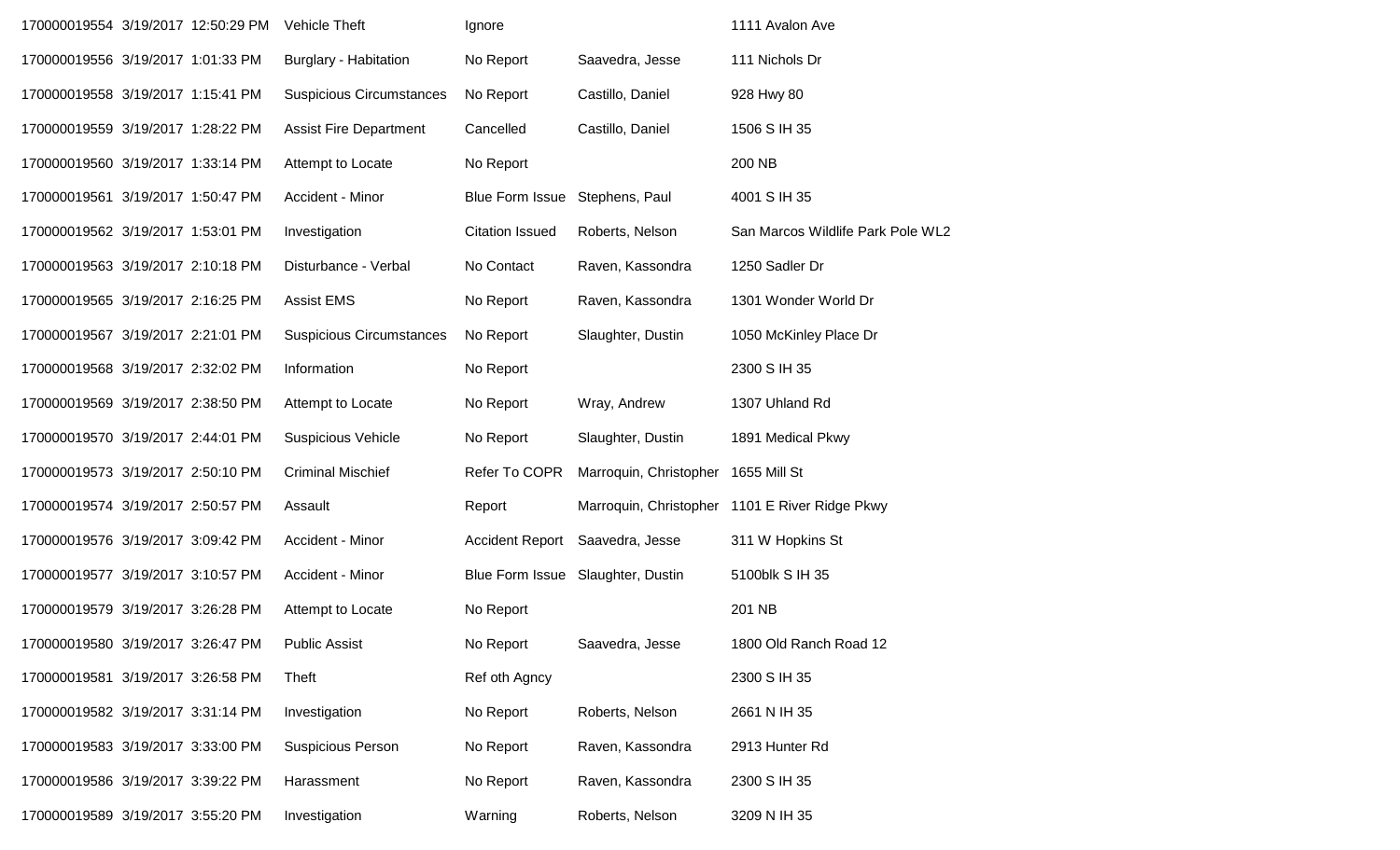| | | | | | | |
|---|---|---|---|---|---|---|
| 170000019554 | 3/19/2017 | 12:50:29 PM | Vehicle Theft | Ignore | | 1111 Avalon Ave |
| 170000019556 | 3/19/2017 | 1:01:33 PM | Burglary - Habitation | No Report | Saavedra, Jesse | 111 Nichols Dr |
| 170000019558 | 3/19/2017 | 1:15:41 PM | Suspicious Circumstances | No Report | Castillo, Daniel | 928 Hwy 80 |
| 170000019559 | 3/19/2017 | 1:28:22 PM | Assist Fire Department | Cancelled | Castillo, Daniel | 1506 S IH 35 |
| 170000019560 | 3/19/2017 | 1:33:14 PM | Attempt to Locate | No Report | | 200 NB |
| 170000019561 | 3/19/2017 | 1:50:47 PM | Accident - Minor | Blue Form Issue | Stephens, Paul | 4001 S IH 35 |
| 170000019562 | 3/19/2017 | 1:53:01 PM | Investigation | Citation Issued | Roberts, Nelson | San Marcos Wildlife Park Pole WL2 |
| 170000019563 | 3/19/2017 | 2:10:18 PM | Disturbance - Verbal | No Contact | Raven, Kassondra | 1250 Sadler Dr |
| 170000019565 | 3/19/2017 | 2:16:25 PM | Assist EMS | No Report | Raven, Kassondra | 1301 Wonder World Dr |
| 170000019567 | 3/19/2017 | 2:21:01 PM | Suspicious Circumstances | No Report | Slaughter, Dustin | 1050 McKinley Place Dr |
| 170000019568 | 3/19/2017 | 2:32:02 PM | Information | No Report | | 2300 S IH 35 |
| 170000019569 | 3/19/2017 | 2:38:50 PM | Attempt to Locate | No Report | Wray, Andrew | 1307 Uhland Rd |
| 170000019570 | 3/19/2017 | 2:44:01 PM | Suspicious Vehicle | No Report | Slaughter, Dustin | 1891 Medical Pkwy |
| 170000019573 | 3/19/2017 | 2:50:10 PM | Criminal Mischief | Refer To COPR | Marroquin, Christopher | 1655 Mill St |
| 170000019574 | 3/19/2017 | 2:50:57 PM | Assault | Report | Marroquin, Christopher | 1101 E River Ridge Pkwy |
| 170000019576 | 3/19/2017 | 3:09:42 PM | Accident - Minor | Accident Report | Saavedra, Jesse | 311 W Hopkins St |
| 170000019577 | 3/19/2017 | 3:10:57 PM | Accident - Minor | Blue Form Issue | Slaughter, Dustin | 5100blk S IH 35 |
| 170000019579 | 3/19/2017 | 3:26:28 PM | Attempt to Locate | No Report | | 201 NB |
| 170000019580 | 3/19/2017 | 3:26:47 PM | Public Assist | No Report | Saavedra, Jesse | 1800 Old Ranch Road 12 |
| 170000019581 | 3/19/2017 | 3:26:58 PM | Theft | Ref oth Agncy | | 2300 S IH 35 |
| 170000019582 | 3/19/2017 | 3:31:14 PM | Investigation | No Report | Roberts, Nelson | 2661 N IH 35 |
| 170000019583 | 3/19/2017 | 3:33:00 PM | Suspicious Person | No Report | Raven, Kassondra | 2913 Hunter Rd |
| 170000019586 | 3/19/2017 | 3:39:22 PM | Harassment | No Report | Raven, Kassondra | 2300 S IH 35 |
| 170000019589 | 3/19/2017 | 3:55:20 PM | Investigation | Warning | Roberts, Nelson | 3209 N IH 35 |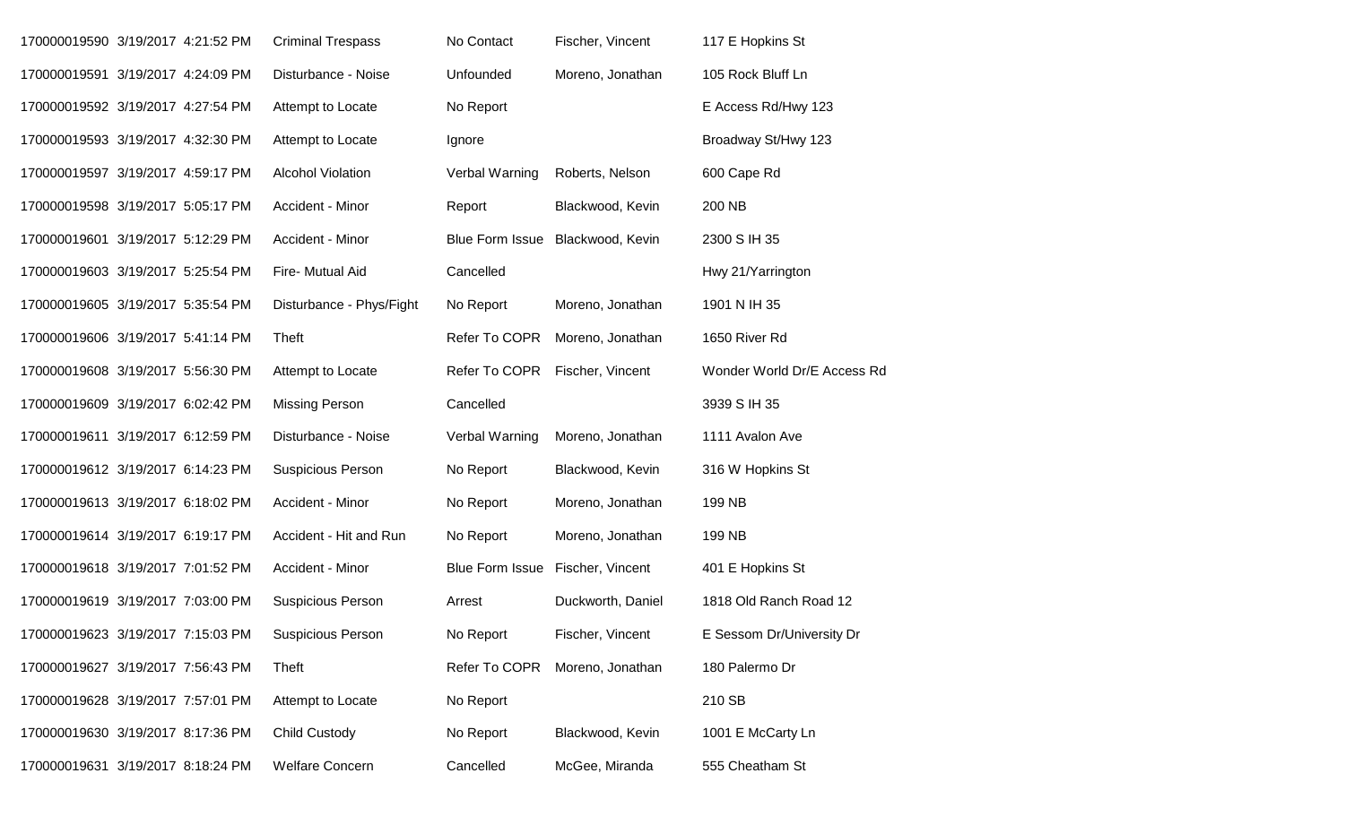| | | | | | | |
|---|---|---|---|---|---|---|
| 170000019590 | 3/19/2017 4:21:52 PM | Criminal Trespass | No Contact | Fischer, Vincent | 117 E Hopkins St |
| 170000019591 | 3/19/2017 4:24:09 PM | Disturbance - Noise | Unfounded | Moreno, Jonathan | 105 Rock Bluff Ln |
| 170000019592 | 3/19/2017 4:27:54 PM | Attempt to Locate | No Report | | E Access Rd/Hwy 123 |
| 170000019593 | 3/19/2017 4:32:30 PM | Attempt to Locate | Ignore | | Broadway St/Hwy 123 |
| 170000019597 | 3/19/2017 4:59:17 PM | Alcohol Violation | Verbal Warning | Roberts, Nelson | 600 Cape Rd |
| 170000019598 | 3/19/2017 5:05:17 PM | Accident - Minor | Report | Blackwood, Kevin | 200 NB |
| 170000019601 | 3/19/2017 5:12:29 PM | Accident - Minor | Blue Form Issue | Blackwood, Kevin | 2300 S IH 35 |
| 170000019603 | 3/19/2017 5:25:54 PM | Fire- Mutual Aid | Cancelled | | Hwy 21/Yarrington |
| 170000019605 | 3/19/2017 5:35:54 PM | Disturbance - Phys/Fight | No Report | Moreno, Jonathan | 1901 N IH 35 |
| 170000019606 | 3/19/2017 5:41:14 PM | Theft | Refer To COPR | Moreno, Jonathan | 1650 River Rd |
| 170000019608 | 3/19/2017 5:56:30 PM | Attempt to Locate | Refer To COPR | Fischer, Vincent | Wonder World Dr/E Access Rd |
| 170000019609 | 3/19/2017 6:02:42 PM | Missing Person | Cancelled | | 3939 S IH 35 |
| 170000019611 | 3/19/2017 6:12:59 PM | Disturbance - Noise | Verbal Warning | Moreno, Jonathan | 1111 Avalon Ave |
| 170000019612 | 3/19/2017 6:14:23 PM | Suspicious Person | No Report | Blackwood, Kevin | 316 W Hopkins St |
| 170000019613 | 3/19/2017 6:18:02 PM | Accident - Minor | No Report | Moreno, Jonathan | 199 NB |
| 170000019614 | 3/19/2017 6:19:17 PM | Accident - Hit and Run | No Report | Moreno, Jonathan | 199 NB |
| 170000019618 | 3/19/2017 7:01:52 PM | Accident - Minor | Blue Form Issue | Fischer, Vincent | 401 E Hopkins St |
| 170000019619 | 3/19/2017 7:03:00 PM | Suspicious Person | Arrest | Duckworth, Daniel | 1818 Old Ranch Road 12 |
| 170000019623 | 3/19/2017 7:15:03 PM | Suspicious Person | No Report | Fischer, Vincent | E Sessom Dr/University Dr |
| 170000019627 | 3/19/2017 7:56:43 PM | Theft | Refer To COPR | Moreno, Jonathan | 180 Palermo Dr |
| 170000019628 | 3/19/2017 7:57:01 PM | Attempt to Locate | No Report | | 210 SB |
| 170000019630 | 3/19/2017 8:17:36 PM | Child Custody | No Report | Blackwood, Kevin | 1001 E McCarty Ln |
| 170000019631 | 3/19/2017 8:18:24 PM | Welfare Concern | Cancelled | McGee, Miranda | 555 Cheatham St |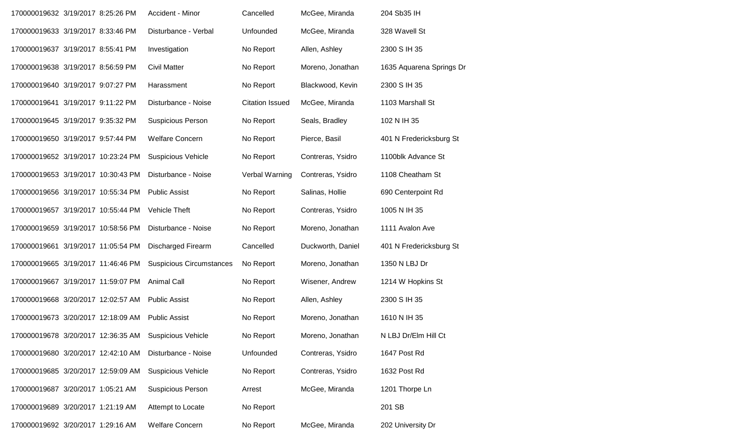| | | | | | |
|---|---|---|---|---|---|
| 170000019632 | 3/19/2017 8:25:26 PM | Accident - Minor | Cancelled | McGee, Miranda | 204 Sb35 IH |
| 170000019633 | 3/19/2017 8:33:46 PM | Disturbance - Verbal | Unfounded | McGee, Miranda | 328 Wavell St |
| 170000019637 | 3/19/2017 8:55:41 PM | Investigation | No Report | Allen, Ashley | 2300 S IH 35 |
| 170000019638 | 3/19/2017 8:56:59 PM | Civil Matter | No Report | Moreno, Jonathan | 1635 Aquarena Springs Dr |
| 170000019640 | 3/19/2017 9:07:27 PM | Harassment | No Report | Blackwood, Kevin | 2300 S IH 35 |
| 170000019641 | 3/19/2017 9:11:22 PM | Disturbance - Noise | Citation Issued | McGee, Miranda | 1103 Marshall St |
| 170000019645 | 3/19/2017 9:35:32 PM | Suspicious Person | No Report | Seals, Bradley | 102 N IH 35 |
| 170000019650 | 3/19/2017 9:57:44 PM | Welfare Concern | No Report | Pierce, Basil | 401 N Fredericksburg St |
| 170000019652 | 3/19/2017 10:23:24 PM | Suspicious Vehicle | No Report | Contreras, Ysidro | 1100blk Advance St |
| 170000019653 | 3/19/2017 10:30:43 PM | Disturbance - Noise | Verbal Warning | Contreras, Ysidro | 1108 Cheatham St |
| 170000019656 | 3/19/2017 10:55:34 PM | Public Assist | No Report | Salinas, Hollie | 690 Centerpoint Rd |
| 170000019657 | 3/19/2017 10:55:44 PM | Vehicle Theft | No Report | Contreras, Ysidro | 1005 N IH 35 |
| 170000019659 | 3/19/2017 10:58:56 PM | Disturbance - Noise | No Report | Moreno, Jonathan | 1111 Avalon Ave |
| 170000019661 | 3/19/2017 11:05:54 PM | Discharged Firearm | Cancelled | Duckworth, Daniel | 401 N Fredericksburg St |
| 170000019665 | 3/19/2017 11:46:46 PM | Suspicious Circumstances | No Report | Moreno, Jonathan | 1350 N LBJ Dr |
| 170000019667 | 3/19/2017 11:59:07 PM | Animal Call | No Report | Wisener, Andrew | 1214 W Hopkins St |
| 170000019668 | 3/20/2017 12:02:57 AM | Public Assist | No Report | Allen, Ashley | 2300 S IH 35 |
| 170000019673 | 3/20/2017 12:18:09 AM | Public Assist | No Report | Moreno, Jonathan | 1610 N IH 35 |
| 170000019678 | 3/20/2017 12:36:35 AM | Suspicious Vehicle | No Report | Moreno, Jonathan | N LBJ Dr/Elm Hill Ct |
| 170000019680 | 3/20/2017 12:42:10 AM | Disturbance - Noise | Unfounded | Contreras, Ysidro | 1647 Post Rd |
| 170000019685 | 3/20/2017 12:59:09 AM | Suspicious Vehicle | No Report | Contreras, Ysidro | 1632 Post Rd |
| 170000019687 | 3/20/2017 1:05:21 AM | Suspicious Person | Arrest | McGee, Miranda | 1201 Thorpe Ln |
| 170000019689 | 3/20/2017 1:21:19 AM | Attempt to Locate | No Report | | 201 SB |
| 170000019692 | 3/20/2017 1:29:16 AM | Welfare Concern | No Report | McGee, Miranda | 202 University Dr |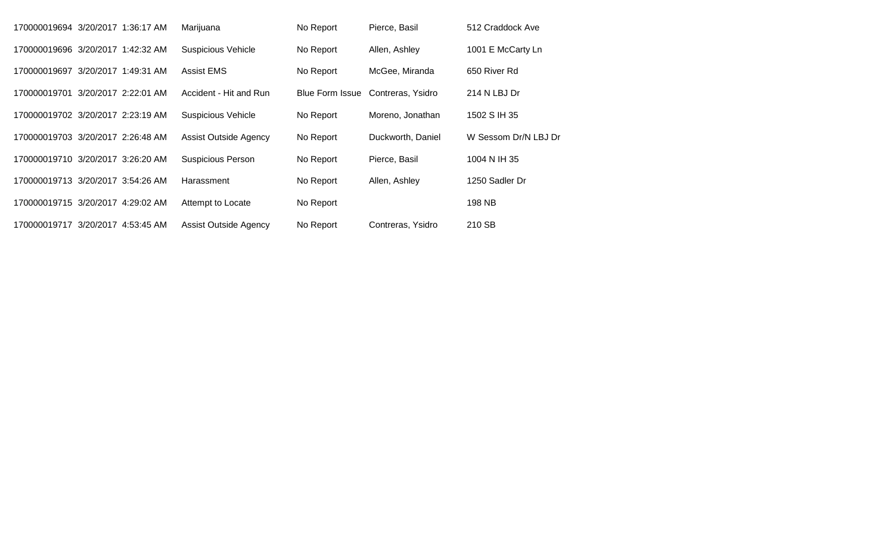| | | | | | | |
|---|---|---|---|---|---|---|
| 170000019694 | 3/20/2017 | 1:36:17 AM | Marijuana | No Report | Pierce, Basil | 512 Craddock Ave |
| 170000019696 | 3/20/2017 | 1:42:32 AM | Suspicious Vehicle | No Report | Allen, Ashley | 1001 E McCarty Ln |
| 170000019697 | 3/20/2017 | 1:49:31 AM | Assist EMS | No Report | McGee, Miranda | 650 River Rd |
| 170000019701 | 3/20/2017 | 2:22:01 AM | Accident - Hit and Run | Blue Form Issue | Contreras, Ysidro | 214 N LBJ Dr |
| 170000019702 | 3/20/2017 | 2:23:19 AM | Suspicious Vehicle | No Report | Moreno, Jonathan | 1502 S IH 35 |
| 170000019703 | 3/20/2017 | 2:26:48 AM | Assist Outside Agency | No Report | Duckworth, Daniel | W Sessom Dr/N LBJ Dr |
| 170000019710 | 3/20/2017 | 3:26:20 AM | Suspicious Person | No Report | Pierce, Basil | 1004 N IH 35 |
| 170000019713 | 3/20/2017 | 3:54:26 AM | Harassment | No Report | Allen, Ashley | 1250 Sadler Dr |
| 170000019715 | 3/20/2017 | 4:29:02 AM | Attempt to Locate | No Report | | 198 NB |
| 170000019717 | 3/20/2017 | 4:53:45 AM | Assist Outside Agency | No Report | Contreras, Ysidro | 210 SB |